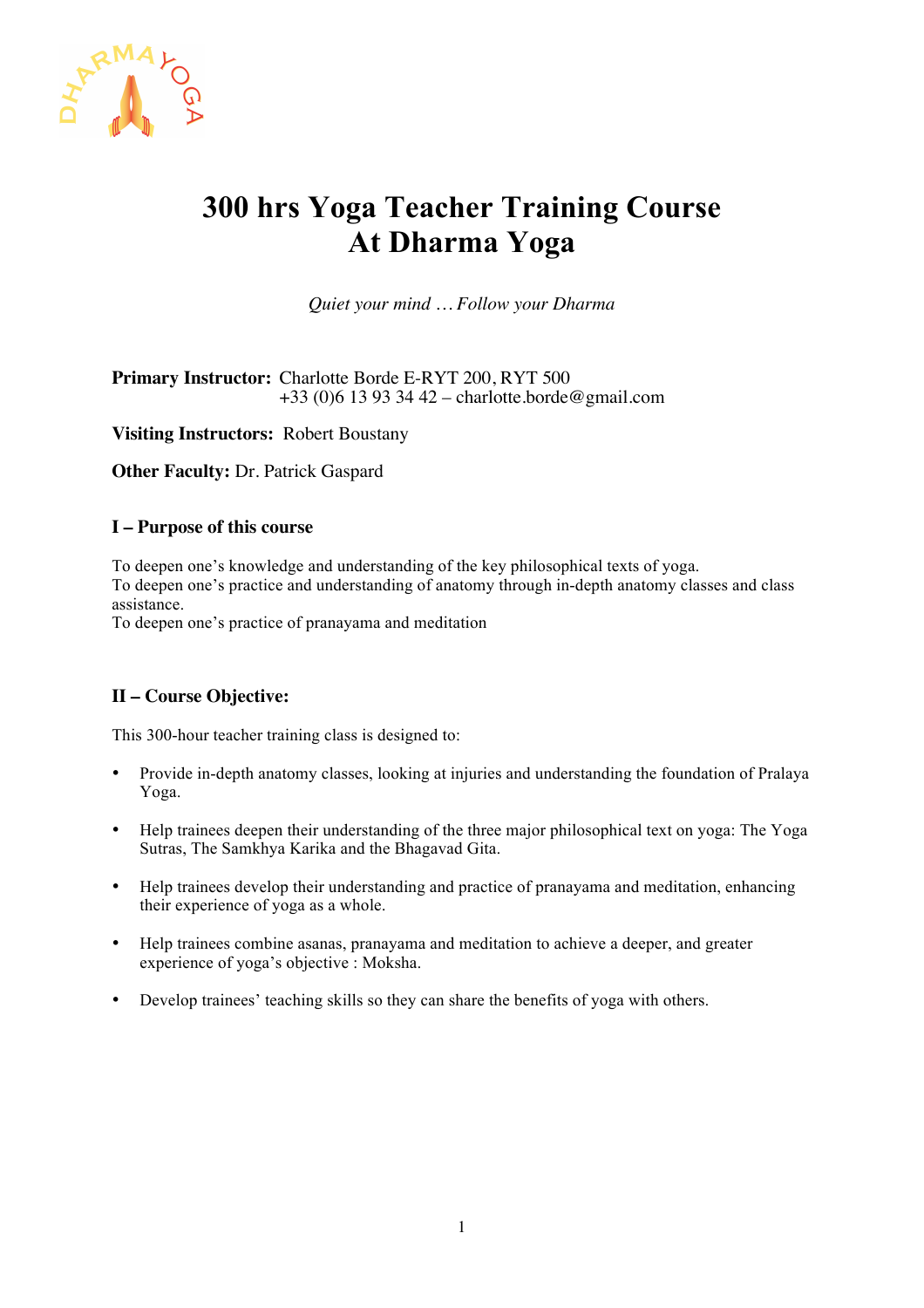# 300 hrs Yoga Teacher Training Course
# At Dharma Yoga

*Quiet your mind … Follow your Dharma*

**Primary Instructor:** Charlotte Borde E-RYT 200, RYT 500
+33 (0)6 13 93 34 42 – charlotte.borde@gmail.com

**Visiting Instructors:** Robert Boustany

**Other Faculty:** Dr. Patrick Gaspard

### I – Purpose of this course

To deepen one's knowledge and understanding of the key philosophical texts of yoga.
To deepen one's practice and understanding of anatomy through in-depth anatomy classes and class assistance.
To deepen one's practice of pranayama and meditation

### II – Course Objective:

This 300-hour teacher training class is designed to:

- Provide in-depth anatomy classes, looking at injuries and understanding the foundation of Pralaya Yoga.
- Help trainees deepen their understanding of the three major philosophical text on yoga: The Yoga Sutras, The Samkhya Karika and the Bhagavad Gita.
- Help trainees develop their understanding and practice of pranayama and meditation, enhancing their experience of yoga as a whole.
- Help trainees combine asanas, pranayama and meditation to achieve a deeper, and greater experience of yoga's objective : Moksha.
- Develop trainees' teaching skills so they can share the benefits of yoga with others.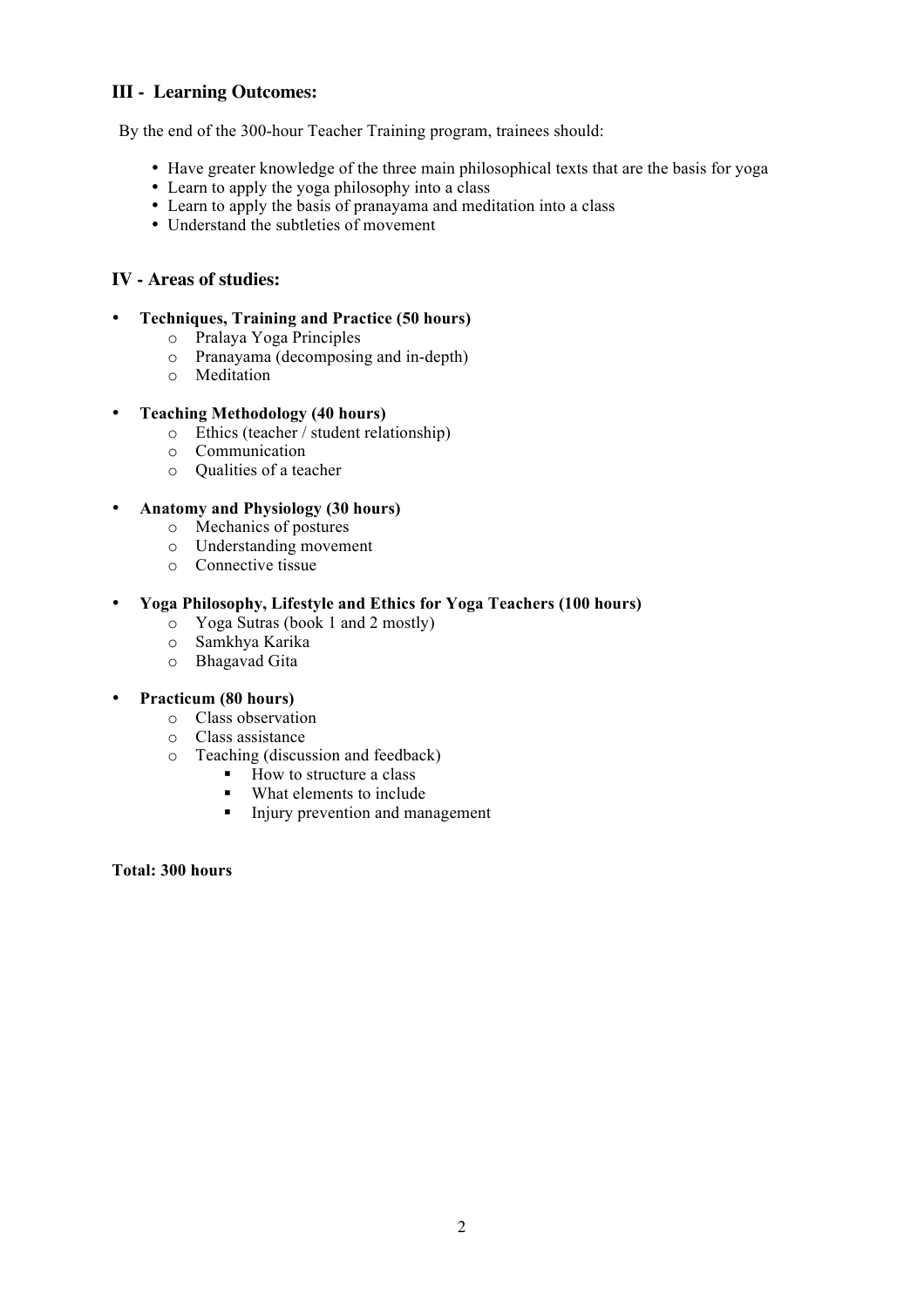## III - Learning Outcomes:

By the end of the 300-hour Teacher Training program, trainees should:

- Have greater knowledge of the three main philosophical texts that are the basis for yoga
- Learn to apply the yoga philosophy into a class
- Learn to apply the basis of pranayama and meditation into a class
- Understand the subtleties of movement

## IV - Areas of studies:

- **Techniques, Training and Practice (50 hours)**
  - Pralaya Yoga Principles
  - Pranayama (decomposing and in-depth)
  - Meditation

- **Teaching Methodology (40 hours)**
  - Ethics (teacher / student relationship)
  - Communication
  - Qualities of a teacher

- **Anatomy and Physiology (30 hours)**
  - Mechanics of postures
  - Understanding movement
  - Connective tissue

- **Yoga Philosophy, Lifestyle and Ethics for Yoga Teachers (100 hours)**
  - Yoga Sutras (book 1 and 2 mostly)
  - Samkhya Karika
  - Bhagavad Gita

- **Practicum (80 hours)**
  - Class observation
  - Class assistance
  - Teaching (discussion and feedback)
    - How to structure a class
    - What elements to include
    - Injury prevention and management

**Total: 300 hours**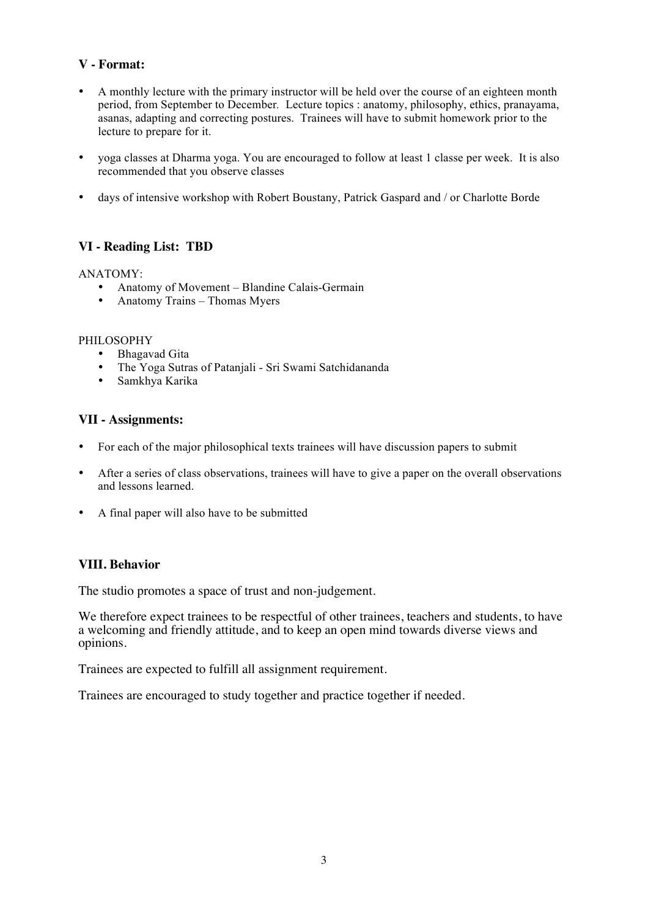### V - Format:

- A monthly lecture with the primary instructor will be held over the course of an eighteen month period, from September to December. Lecture topics : anatomy, philosophy, ethics, pranayama, asanas, adapting and correcting postures. Trainees will have to submit homework prior to the lecture to prepare for it.
- yoga classes at Dharma yoga. You are encouraged to follow at least 1 classe per week. It is also recommended that you observe classes
- days of intensive workshop with Robert Boustany, Patrick Gaspard and / or Charlotte Borde

### VI - Reading List: TBD

ANATOMY:

- Anatomy of Movement – Blandine Calais-Germain
- Anatomy Trains – Thomas Myers

PHILOSOPHY

- Bhagavad Gita
- The Yoga Sutras of Patanjali - Sri Swami Satchidananda
- Samkhya Karika

### VII - Assignments:

- For each of the major philosophical texts trainees will have discussion papers to submit
- After a series of class observations, trainees will have to give a paper on the overall observations and lessons learned.
- A final paper will also have to be submitted

### VIII. Behavior

The studio promotes a space of trust and non-judgement.

We therefore expect trainees to be respectful of other trainees, teachers and students, to have a welcoming and friendly attitude, and to keep an open mind towards diverse views and opinions.

Trainees are expected to fulfill all assignment requirement.

Trainees are encouraged to study together and practice together if needed.